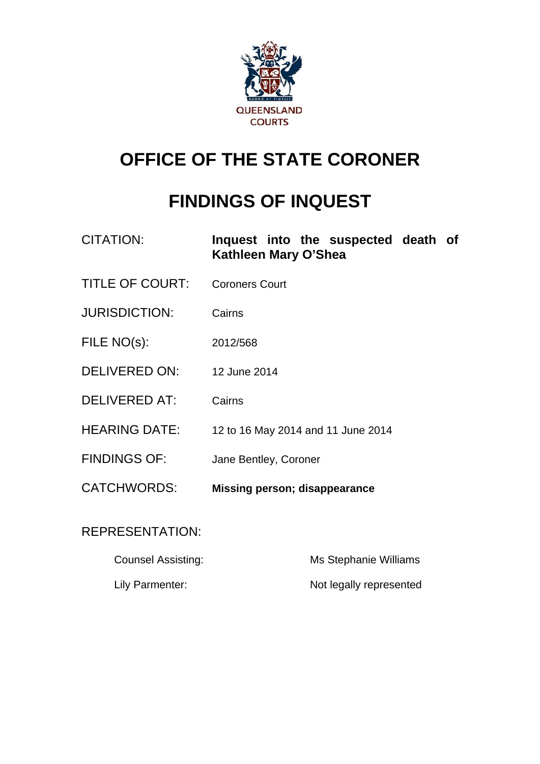QUEENSLAND COURTS

# OFFICE OF THE STATE CORONER

# FINDINGS OF INQUEST

| | |
|---|---|
| CITATION: | **Inquest into the suspected death of Kathleen Mary O'Shea** |
| TITLE OF COURT: | Coroners Court |
| JURISDICTION: | Cairns |
| FILE NO(s): | 2012/568 |
| DELIVERED ON: | 12 June 2014 |
| DELIVERED AT: | Cairns |
| HEARING DATE: | 12 to 16 May 2014 and 11 June 2014 |
| FINDINGS OF: | Jane Bentley, Coroner |
| CATCHWORDS: | **Missing person; disappearance** |

REPRESENTATION:

| | |
|---|---|
| Counsel Assisting: | Ms Stephanie Williams |
| Lily Parmenter: | Not legally represented |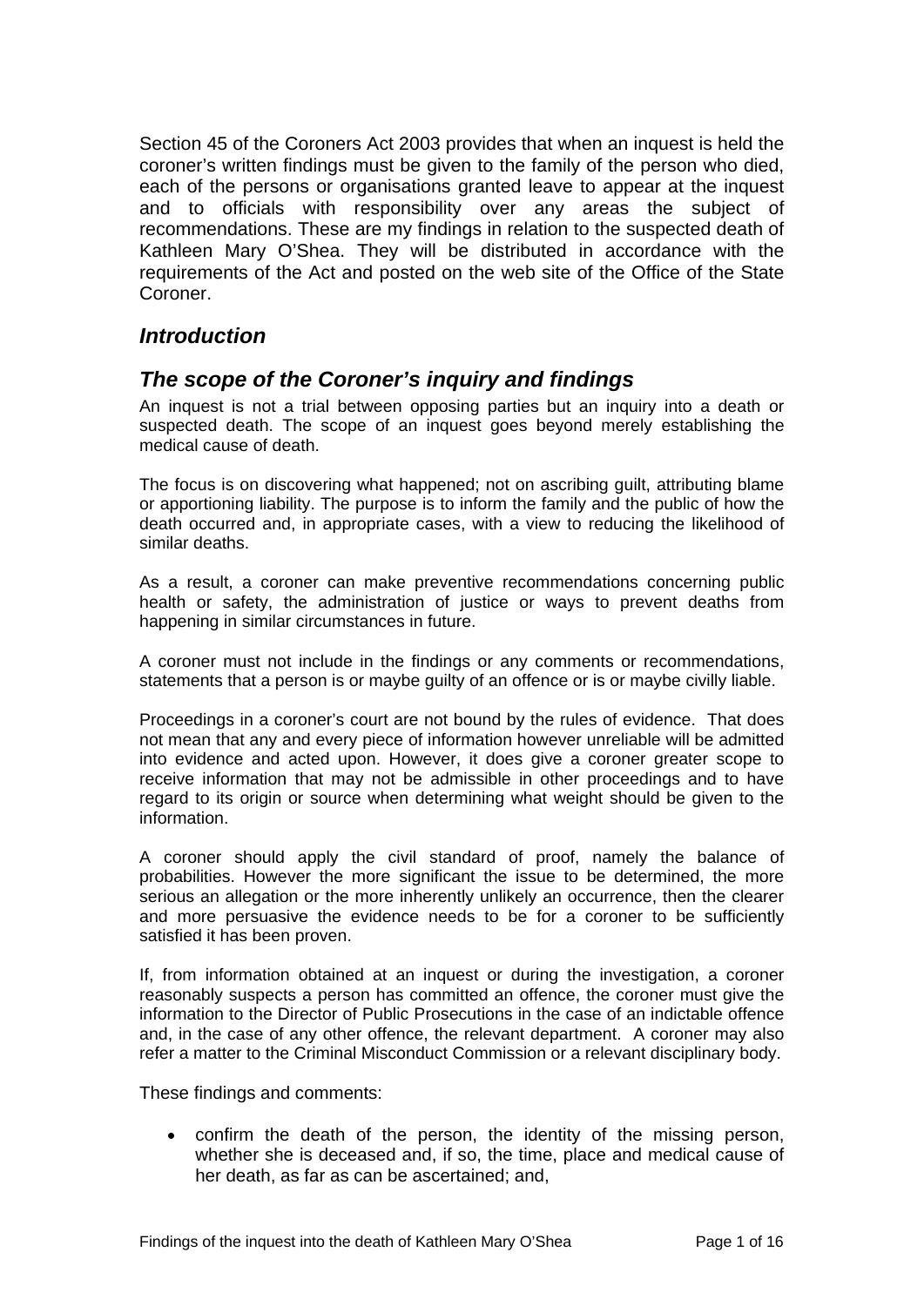Section 45 of the Coroners Act 2003 provides that when an inquest is held the coroner's written findings must be given to the family of the person who died, each of the persons or organisations granted leave to appear at the inquest and to officials with responsibility over any areas the subject of recommendations. These are my findings in relation to the suspected death of Kathleen Mary O'Shea. They will be distributed in accordance with the requirements of the Act and posted on the web site of the Office of the State Coroner.

## *Introduction*

## *The scope of the Coroner's inquiry and findings*

An inquest is not a trial between opposing parties but an inquiry into a death or suspected death. The scope of an inquest goes beyond merely establishing the medical cause of death.

The focus is on discovering what happened; not on ascribing guilt, attributing blame or apportioning liability. The purpose is to inform the family and the public of how the death occurred and, in appropriate cases, with a view to reducing the likelihood of similar deaths.

As a result, a coroner can make preventive recommendations concerning public health or safety, the administration of justice or ways to prevent deaths from happening in similar circumstances in future.

A coroner must not include in the findings or any comments or recommendations, statements that a person is or maybe guilty of an offence or is or maybe civilly liable.

Proceedings in a coroner's court are not bound by the rules of evidence. That does not mean that any and every piece of information however unreliable will be admitted into evidence and acted upon. However, it does give a coroner greater scope to receive information that may not be admissible in other proceedings and to have regard to its origin or source when determining what weight should be given to the information.

A coroner should apply the civil standard of proof, namely the balance of probabilities. However the more significant the issue to be determined, the more serious an allegation or the more inherently unlikely an occurrence, then the clearer and more persuasive the evidence needs to be for a coroner to be sufficiently satisfied it has been proven.

If, from information obtained at an inquest or during the investigation, a coroner reasonably suspects a person has committed an offence, the coroner must give the information to the Director of Public Prosecutions in the case of an indictable offence and, in the case of any other offence, the relevant department. A coroner may also refer a matter to the Criminal Misconduct Commission or a relevant disciplinary body.

These findings and comments:

- confirm the death of the person, the identity of the missing person, whether she is deceased and, if so, the time, place and medical cause of her death, as far as can be ascertained; and,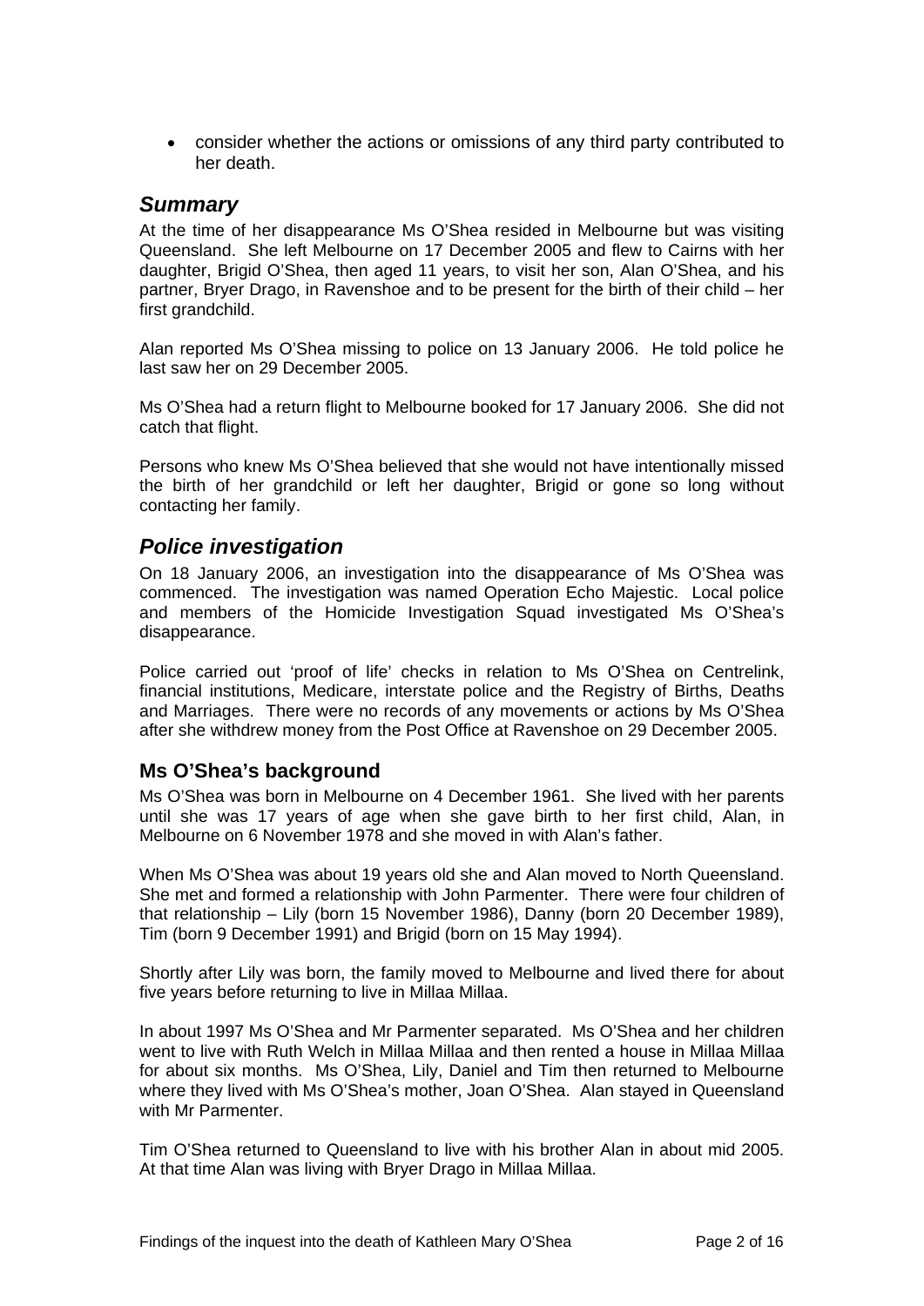- consider whether the actions or omissions of any third party contributed to her death.

## *Summary*

At the time of her disappearance Ms O'Shea resided in Melbourne but was visiting Queensland. She left Melbourne on 17 December 2005 and flew to Cairns with her daughter, Brigid O'Shea, then aged 11 years, to visit her son, Alan O'Shea, and his partner, Bryer Drago, in Ravenshoe and to be present for the birth of their child – her first grandchild.

Alan reported Ms O'Shea missing to police on 13 January 2006. He told police he last saw her on 29 December 2005.

Ms O'Shea had a return flight to Melbourne booked for 17 January 2006. She did not catch that flight.

Persons who knew Ms O'Shea believed that she would not have intentionally missed the birth of her grandchild or left her daughter, Brigid or gone so long without contacting her family.

## *Police investigation*

On 18 January 2006, an investigation into the disappearance of Ms O'Shea was commenced. The investigation was named Operation Echo Majestic. Local police and members of the Homicide Investigation Squad investigated Ms O'Shea's disappearance.

Police carried out 'proof of life' checks in relation to Ms O'Shea on Centrelink, financial institutions, Medicare, interstate police and the Registry of Births, Deaths and Marriages. There were no records of any movements or actions by Ms O'Shea after she withdrew money from the Post Office at Ravenshoe on 29 December 2005.

### Ms O'Shea's background

Ms O'Shea was born in Melbourne on 4 December 1961. She lived with her parents until she was 17 years of age when she gave birth to her first child, Alan, in Melbourne on 6 November 1978 and she moved in with Alan's father.

When Ms O'Shea was about 19 years old she and Alan moved to North Queensland. She met and formed a relationship with John Parmenter. There were four children of that relationship – Lily (born 15 November 1986), Danny (born 20 December 1989), Tim (born 9 December 1991) and Brigid (born on 15 May 1994).

Shortly after Lily was born, the family moved to Melbourne and lived there for about five years before returning to live in Millaa Millaa.

In about 1997 Ms O'Shea and Mr Parmenter separated. Ms O'Shea and her children went to live with Ruth Welch in Millaa Millaa and then rented a house in Millaa Millaa for about six months. Ms O'Shea, Lily, Daniel and Tim then returned to Melbourne where they lived with Ms O'Shea's mother, Joan O'Shea. Alan stayed in Queensland with Mr Parmenter.

Tim O'Shea returned to Queensland to live with his brother Alan in about mid 2005. At that time Alan was living with Bryer Drago in Millaa Millaa.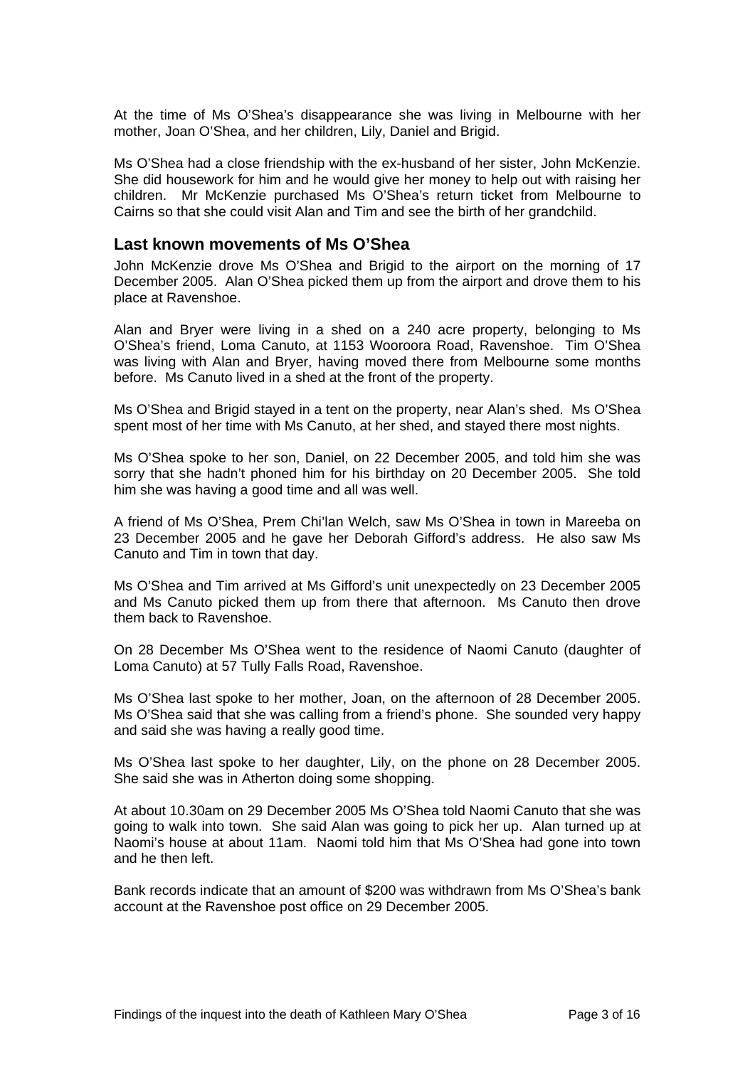At the time of Ms O'Shea's disappearance she was living in Melbourne with her mother, Joan O'Shea, and her children, Lily, Daniel and Brigid.

Ms O'Shea had a close friendship with the ex-husband of her sister, John McKenzie. She did housework for him and he would give her money to help out with raising her children. Mr McKenzie purchased Ms O'Shea's return ticket from Melbourne to Cairns so that she could visit Alan and Tim and see the birth of her grandchild.

## Last known movements of Ms O'Shea

John McKenzie drove Ms O'Shea and Brigid to the airport on the morning of 17 December 2005. Alan O'Shea picked them up from the airport and drove them to his place at Ravenshoe.

Alan and Bryer were living in a shed on a 240 acre property, belonging to Ms O'Shea's friend, Loma Canuto, at 1153 Wooroora Road, Ravenshoe. Tim O'Shea was living with Alan and Bryer, having moved there from Melbourne some months before. Ms Canuto lived in a shed at the front of the property.

Ms O'Shea and Brigid stayed in a tent on the property, near Alan's shed. Ms O'Shea spent most of her time with Ms Canuto, at her shed, and stayed there most nights.

Ms O'Shea spoke to her son, Daniel, on 22 December 2005, and told him she was sorry that she hadn't phoned him for his birthday on 20 December 2005. She told him she was having a good time and all was well.

A friend of Ms O'Shea, Prem Chi'lan Welch, saw Ms O'Shea in town in Mareeba on 23 December 2005 and he gave her Deborah Gifford's address. He also saw Ms Canuto and Tim in town that day.

Ms O'Shea and Tim arrived at Ms Gifford's unit unexpectedly on 23 December 2005 and Ms Canuto picked them up from there that afternoon. Ms Canuto then drove them back to Ravenshoe.

On 28 December Ms O'Shea went to the residence of Naomi Canuto (daughter of Loma Canuto) at 57 Tully Falls Road, Ravenshoe.

Ms O'Shea last spoke to her mother, Joan, on the afternoon of 28 December 2005. Ms O'Shea said that she was calling from a friend's phone. She sounded very happy and said she was having a really good time.

Ms O'Shea last spoke to her daughter, Lily, on the phone on 28 December 2005. She said she was in Atherton doing some shopping.

At about 10.30am on 29 December 2005 Ms O'Shea told Naomi Canuto that she was going to walk into town. She said Alan was going to pick her up. Alan turned up at Naomi's house at about 11am. Naomi told him that Ms O'Shea had gone into town and he then left.

Bank records indicate that an amount of $200 was withdrawn from Ms O'Shea's bank account at the Ravenshoe post office on 29 December 2005.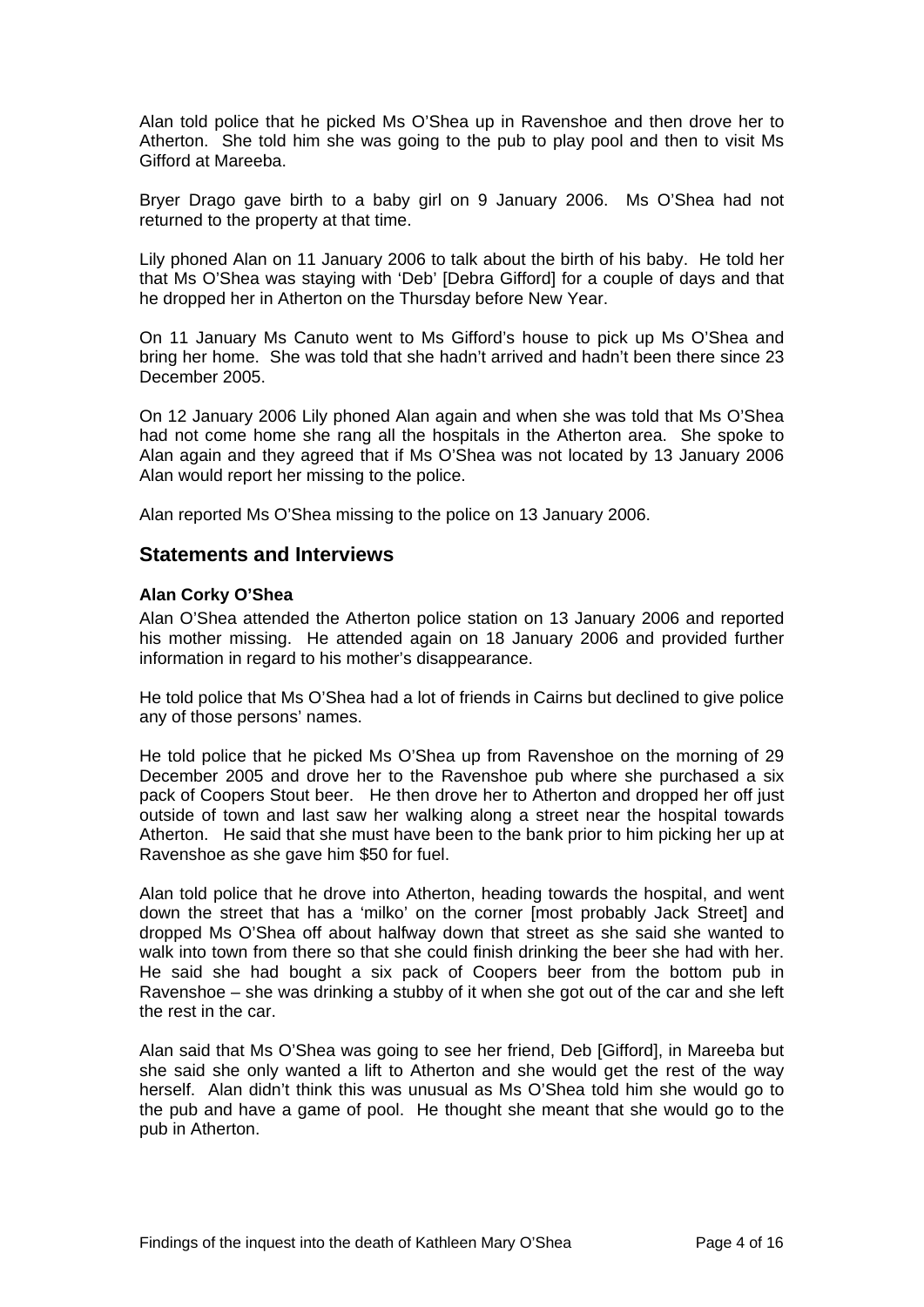Alan told police that he picked Ms O'Shea up in Ravenshoe and then drove her to Atherton. She told him she was going to the pub to play pool and then to visit Ms Gifford at Mareeba.

Bryer Drago gave birth to a baby girl on 9 January 2006. Ms O'Shea had not returned to the property at that time.

Lily phoned Alan on 11 January 2006 to talk about the birth of his baby. He told her that Ms O'Shea was staying with 'Deb' [Debra Gifford] for a couple of days and that he dropped her in Atherton on the Thursday before New Year.

On 11 January Ms Canuto went to Ms Gifford's house to pick up Ms O'Shea and bring her home. She was told that she hadn't arrived and hadn't been there since 23 December 2005.

On 12 January 2006 Lily phoned Alan again and when she was told that Ms O'Shea had not come home she rang all the hospitals in the Atherton area. She spoke to Alan again and they agreed that if Ms O'Shea was not located by 13 January 2006 Alan would report her missing to the police.

Alan reported Ms O'Shea missing to the police on 13 January 2006.

## Statements and Interviews

**Alan Corky O'Shea**

Alan O'Shea attended the Atherton police station on 13 January 2006 and reported his mother missing. He attended again on 18 January 2006 and provided further information in regard to his mother's disappearance.

He told police that Ms O'Shea had a lot of friends in Cairns but declined to give police any of those persons' names.

He told police that he picked Ms O'Shea up from Ravenshoe on the morning of 29 December 2005 and drove her to the Ravenshoe pub where she purchased a six pack of Coopers Stout beer. He then drove her to Atherton and dropped her off just outside of town and last saw her walking along a street near the hospital towards Atherton. He said that she must have been to the bank prior to him picking her up at Ravenshoe as she gave him $50 for fuel.

Alan told police that he drove into Atherton, heading towards the hospital, and went down the street that has a 'milko' on the corner [most probably Jack Street] and dropped Ms O'Shea off about halfway down that street as she said she wanted to walk into town from there so that she could finish drinking the beer she had with her. He said she had bought a six pack of Coopers beer from the bottom pub in Ravenshoe – she was drinking a stubby of it when she got out of the car and she left the rest in the car.

Alan said that Ms O'Shea was going to see her friend, Deb [Gifford], in Mareeba but she said she only wanted a lift to Atherton and she would get the rest of the way herself. Alan didn't think this was unusual as Ms O'Shea told him she would go to the pub and have a game of pool. He thought she meant that she would go to the pub in Atherton.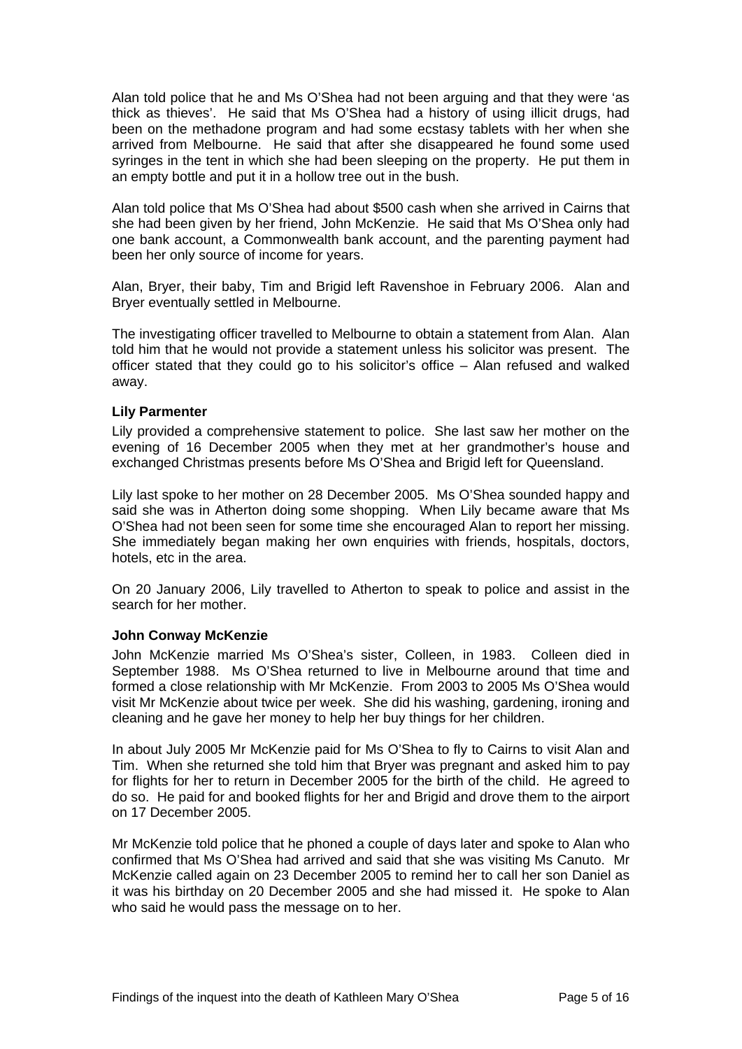Alan told police that he and Ms O'Shea had not been arguing and that they were 'as thick as thieves'. He said that Ms O'Shea had a history of using illicit drugs, had been on the methadone program and had some ecstasy tablets with her when she arrived from Melbourne. He said that after she disappeared he found some used syringes in the tent in which she had been sleeping on the property. He put them in an empty bottle and put it in a hollow tree out in the bush.

Alan told police that Ms O'Shea had about $500 cash when she arrived in Cairns that she had been given by her friend, John McKenzie. He said that Ms O'Shea only had one bank account, a Commonwealth bank account, and the parenting payment had been her only source of income for years.

Alan, Bryer, their baby, Tim and Brigid left Ravenshoe in February 2006. Alan and Bryer eventually settled in Melbourne.

The investigating officer travelled to Melbourne to obtain a statement from Alan. Alan told him that he would not provide a statement unless his solicitor was present. The officer stated that they could go to his solicitor's office – Alan refused and walked away.

**Lily Parmenter**

Lily provided a comprehensive statement to police. She last saw her mother on the evening of 16 December 2005 when they met at her grandmother's house and exchanged Christmas presents before Ms O'Shea and Brigid left for Queensland.

Lily last spoke to her mother on 28 December 2005. Ms O'Shea sounded happy and said she was in Atherton doing some shopping. When Lily became aware that Ms O'Shea had not been seen for some time she encouraged Alan to report her missing. She immediately began making her own enquiries with friends, hospitals, doctors, hotels, etc in the area.

On 20 January 2006, Lily travelled to Atherton to speak to police and assist in the search for her mother.

**John Conway McKenzie**

John McKenzie married Ms O'Shea's sister, Colleen, in 1983. Colleen died in September 1988. Ms O'Shea returned to live in Melbourne around that time and formed a close relationship with Mr McKenzie. From 2003 to 2005 Ms O'Shea would visit Mr McKenzie about twice per week. She did his washing, gardening, ironing and cleaning and he gave her money to help her buy things for her children.

In about July 2005 Mr McKenzie paid for Ms O'Shea to fly to Cairns to visit Alan and Tim. When she returned she told him that Bryer was pregnant and asked him to pay for flights for her to return in December 2005 for the birth of the child. He agreed to do so. He paid for and booked flights for her and Brigid and drove them to the airport on 17 December 2005.

Mr McKenzie told police that he phoned a couple of days later and spoke to Alan who confirmed that Ms O'Shea had arrived and said that she was visiting Ms Canuto. Mr McKenzie called again on 23 December 2005 to remind her to call her son Daniel as it was his birthday on 20 December 2005 and she had missed it. He spoke to Alan who said he would pass the message on to her.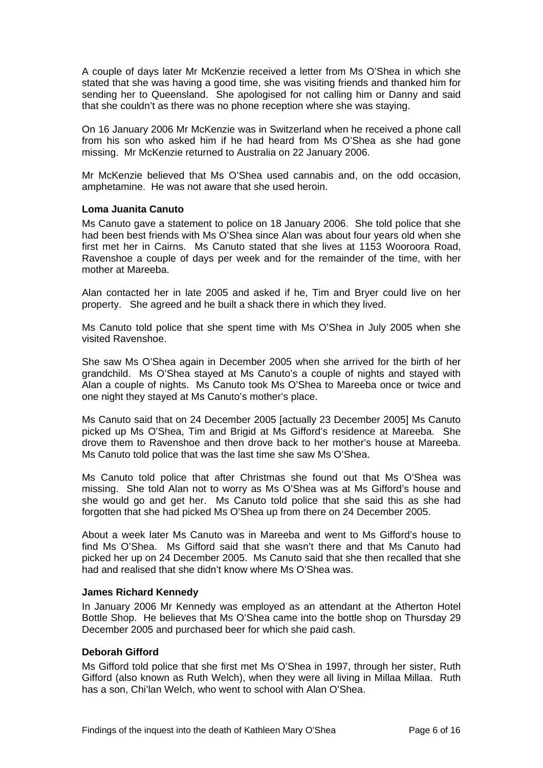A couple of days later Mr McKenzie received a letter from Ms O'Shea in which she stated that she was having a good time, she was visiting friends and thanked him for sending her to Queensland. She apologised for not calling him or Danny and said that she couldn't as there was no phone reception where she was staying.

On 16 January 2006 Mr McKenzie was in Switzerland when he received a phone call from his son who asked him if he had heard from Ms O'Shea as she had gone missing. Mr McKenzie returned to Australia on 22 January 2006.

Mr McKenzie believed that Ms O'Shea used cannabis and, on the odd occasion, amphetamine. He was not aware that she used heroin.

### Loma Juanita Canuto

Ms Canuto gave a statement to police on 18 January 2006. She told police that she had been best friends with Ms O'Shea since Alan was about four years old when she first met her in Cairns. Ms Canuto stated that she lives at 1153 Wooroora Road, Ravenshoe a couple of days per week and for the remainder of the time, with her mother at Mareeba.

Alan contacted her in late 2005 and asked if he, Tim and Bryer could live on her property. She agreed and he built a shack there in which they lived.

Ms Canuto told police that she spent time with Ms O'Shea in July 2005 when she visited Ravenshoe.

She saw Ms O'Shea again in December 2005 when she arrived for the birth of her grandchild. Ms O'Shea stayed at Ms Canuto's a couple of nights and stayed with Alan a couple of nights. Ms Canuto took Ms O'Shea to Mareeba once or twice and one night they stayed at Ms Canuto's mother's place.

Ms Canuto said that on 24 December 2005 [actually 23 December 2005] Ms Canuto picked up Ms O'Shea, Tim and Brigid at Ms Gifford's residence at Mareeba. She drove them to Ravenshoe and then drove back to her mother's house at Mareeba. Ms Canuto told police that was the last time she saw Ms O'Shea.

Ms Canuto told police that after Christmas she found out that Ms O'Shea was missing. She told Alan not to worry as Ms O'Shea was at Ms Gifford's house and she would go and get her. Ms Canuto told police that she said this as she had forgotten that she had picked Ms O'Shea up from there on 24 December 2005.

About a week later Ms Canuto was in Mareeba and went to Ms Gifford's house to find Ms O'Shea. Ms Gifford said that she wasn't there and that Ms Canuto had picked her up on 24 December 2005. Ms Canuto said that she then recalled that she had and realised that she didn't know where Ms O'Shea was.

### James Richard Kennedy

In January 2006 Mr Kennedy was employed as an attendant at the Atherton Hotel Bottle Shop. He believes that Ms O'Shea came into the bottle shop on Thursday 29 December 2005 and purchased beer for which she paid cash.

### Deborah Gifford

Ms Gifford told police that she first met Ms O'Shea in 1997, through her sister, Ruth Gifford (also known as Ruth Welch), when they were all living in Millaa Millaa. Ruth has a son, Chi'lan Welch, who went to school with Alan O'Shea.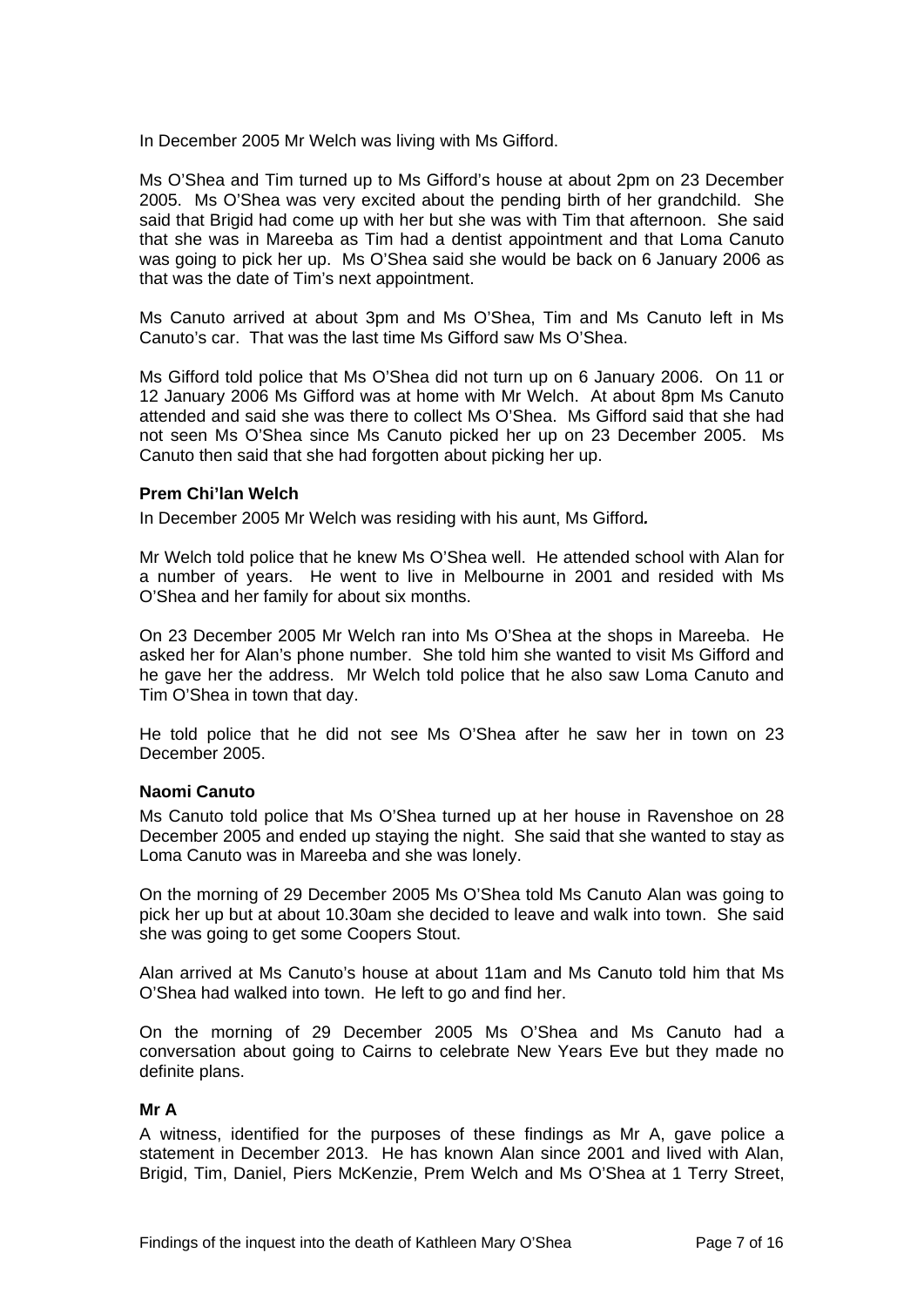In December 2005 Mr Welch was living with Ms Gifford.

Ms O'Shea and Tim turned up to Ms Gifford's house at about 2pm on 23 December 2005. Ms O'Shea was very excited about the pending birth of her grandchild. She said that Brigid had come up with her but she was with Tim that afternoon. She said that she was in Mareeba as Tim had a dentist appointment and that Loma Canuto was going to pick her up. Ms O'Shea said she would be back on 6 January 2006 as that was the date of Tim's next appointment.

Ms Canuto arrived at about 3pm and Ms O'Shea, Tim and Ms Canuto left in Ms Canuto's car. That was the last time Ms Gifford saw Ms O'Shea.

Ms Gifford told police that Ms O'Shea did not turn up on 6 January 2006. On 11 or 12 January 2006 Ms Gifford was at home with Mr Welch. At about 8pm Ms Canuto attended and said she was there to collect Ms O'Shea. Ms Gifford said that she had not seen Ms O'Shea since Ms Canuto picked her up on 23 December 2005. Ms Canuto then said that she had forgotten about picking her up.

**Prem Chi'lan Welch**

In December 2005 Mr Welch was residing with his aunt, Ms Gifford*.*

Mr Welch told police that he knew Ms O'Shea well. He attended school with Alan for a number of years. He went to live in Melbourne in 2001 and resided with Ms O'Shea and her family for about six months.

On 23 December 2005 Mr Welch ran into Ms O'Shea at the shops in Mareeba. He asked her for Alan's phone number. She told him she wanted to visit Ms Gifford and he gave her the address. Mr Welch told police that he also saw Loma Canuto and Tim O'Shea in town that day.

He told police that he did not see Ms O'Shea after he saw her in town on 23 December 2005.

**Naomi Canuto**

Ms Canuto told police that Ms O'Shea turned up at her house in Ravenshoe on 28 December 2005 and ended up staying the night. She said that she wanted to stay as Loma Canuto was in Mareeba and she was lonely.

On the morning of 29 December 2005 Ms O'Shea told Ms Canuto Alan was going to pick her up but at about 10.30am she decided to leave and walk into town. She said she was going to get some Coopers Stout.

Alan arrived at Ms Canuto's house at about 11am and Ms Canuto told him that Ms O'Shea had walked into town. He left to go and find her.

On the morning of 29 December 2005 Ms O'Shea and Ms Canuto had a conversation about going to Cairns to celebrate New Years Eve but they made no definite plans.

**Mr A**

A witness, identified for the purposes of these findings as Mr A, gave police a statement in December 2013. He has known Alan since 2001 and lived with Alan, Brigid, Tim, Daniel, Piers McKenzie, Prem Welch and Ms O'Shea at 1 Terry Street,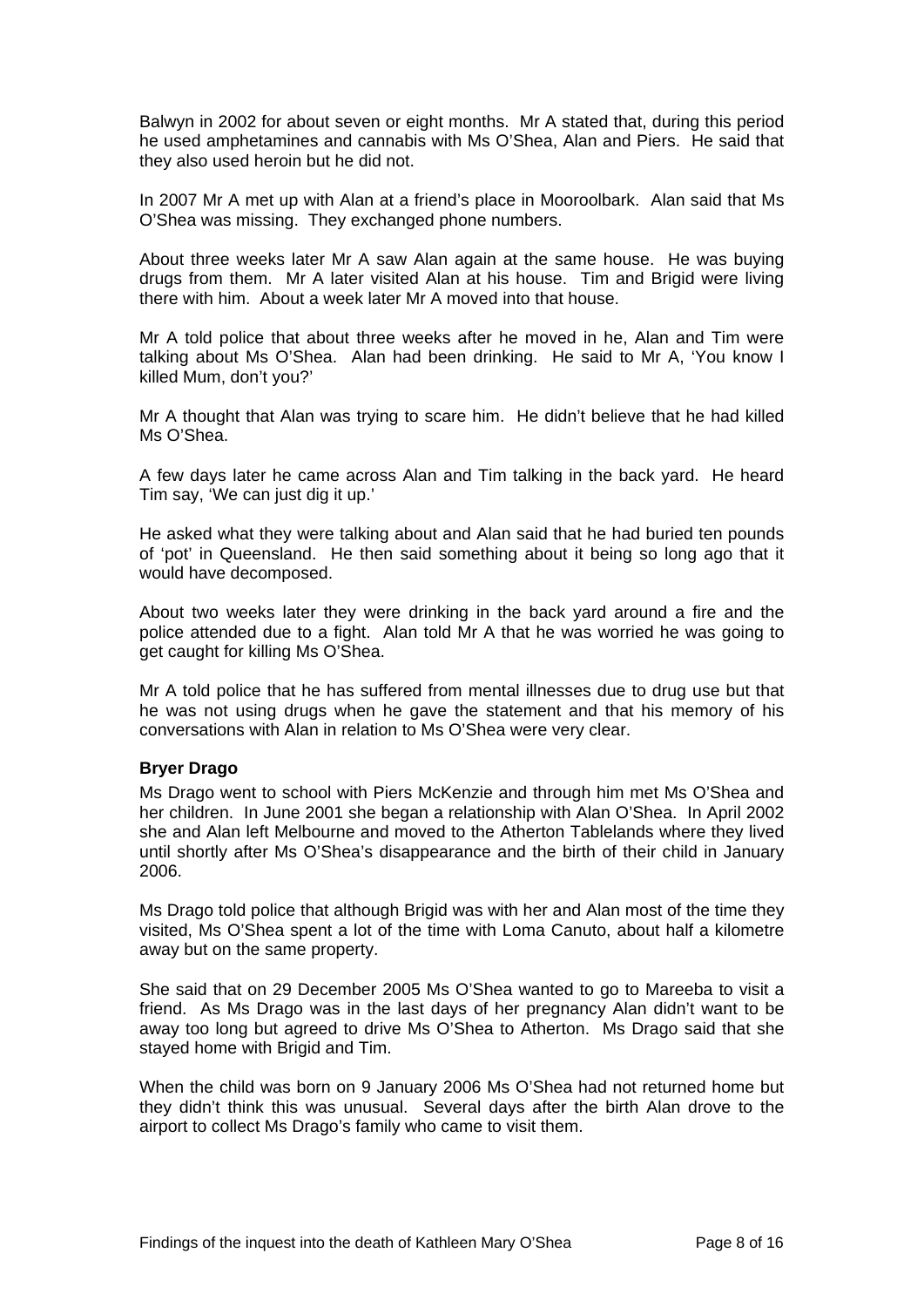Balwyn in 2002 for about seven or eight months. Mr A stated that, during this period he used amphetamines and cannabis with Ms O'Shea, Alan and Piers. He said that they also used heroin but he did not.

In 2007 Mr A met up with Alan at a friend's place in Mooroolbark. Alan said that Ms O'Shea was missing. They exchanged phone numbers.

About three weeks later Mr A saw Alan again at the same house. He was buying drugs from them. Mr A later visited Alan at his house. Tim and Brigid were living there with him. About a week later Mr A moved into that house.

Mr A told police that about three weeks after he moved in he, Alan and Tim were talking about Ms O'Shea. Alan had been drinking. He said to Mr A, 'You know I killed Mum, don't you?'

Mr A thought that Alan was trying to scare him. He didn't believe that he had killed Ms O'Shea.

A few days later he came across Alan and Tim talking in the back yard. He heard Tim say, 'We can just dig it up.'

He asked what they were talking about and Alan said that he had buried ten pounds of 'pot' in Queensland. He then said something about it being so long ago that it would have decomposed.

About two weeks later they were drinking in the back yard around a fire and the police attended due to a fight. Alan told Mr A that he was worried he was going to get caught for killing Ms O'Shea.

Mr A told police that he has suffered from mental illnesses due to drug use but that he was not using drugs when he gave the statement and that his memory of his conversations with Alan in relation to Ms O'Shea were very clear.

**Bryer Drago**

Ms Drago went to school with Piers McKenzie and through him met Ms O'Shea and her children. In June 2001 she began a relationship with Alan O'Shea. In April 2002 she and Alan left Melbourne and moved to the Atherton Tablelands where they lived until shortly after Ms O'Shea's disappearance and the birth of their child in January 2006.

Ms Drago told police that although Brigid was with her and Alan most of the time they visited, Ms O'Shea spent a lot of the time with Loma Canuto, about half a kilometre away but on the same property.

She said that on 29 December 2005 Ms O'Shea wanted to go to Mareeba to visit a friend. As Ms Drago was in the last days of her pregnancy Alan didn't want to be away too long but agreed to drive Ms O'Shea to Atherton. Ms Drago said that she stayed home with Brigid and Tim.

When the child was born on 9 January 2006 Ms O'Shea had not returned home but they didn't think this was unusual. Several days after the birth Alan drove to the airport to collect Ms Drago's family who came to visit them.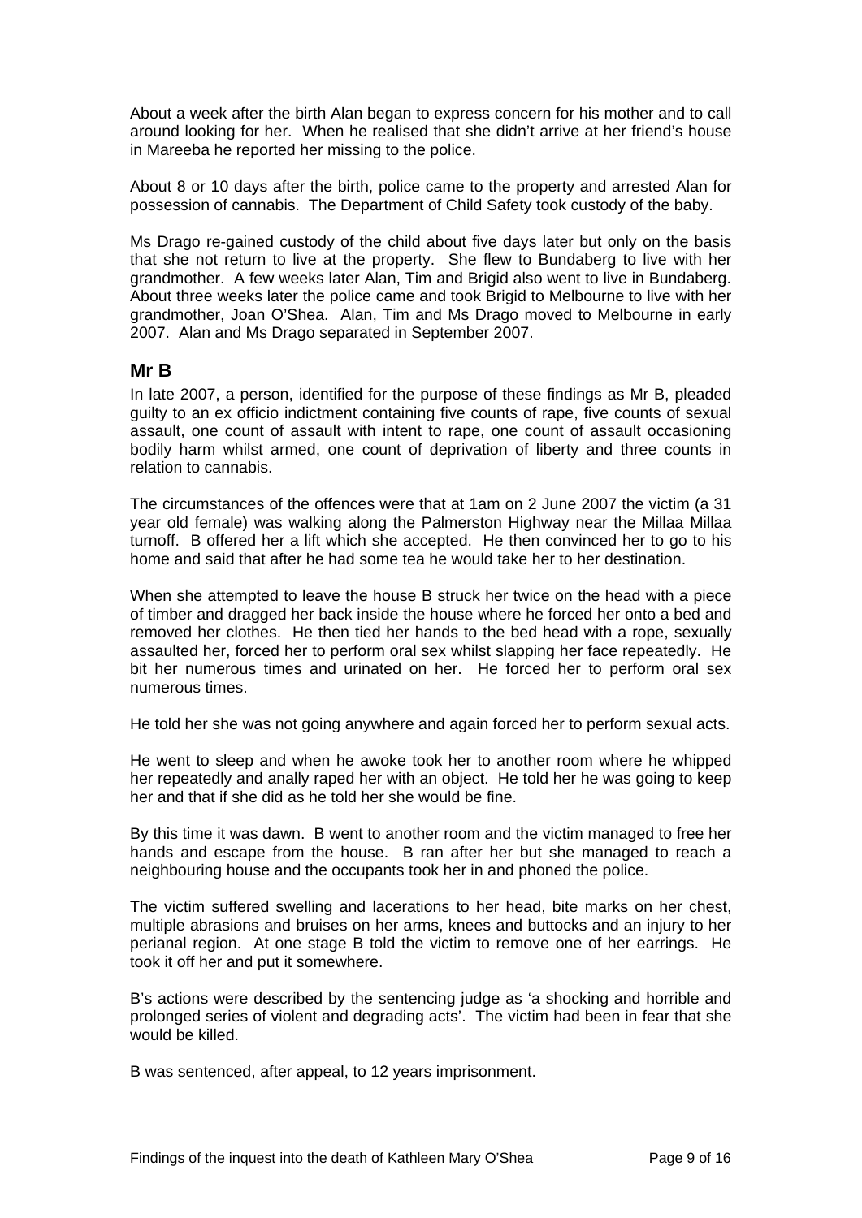About a week after the birth Alan began to express concern for his mother and to call around looking for her. When he realised that she didn't arrive at her friend's house in Mareeba he reported her missing to the police.

About 8 or 10 days after the birth, police came to the property and arrested Alan for possession of cannabis. The Department of Child Safety took custody of the baby.

Ms Drago re-gained custody of the child about five days later but only on the basis that she not return to live at the property. She flew to Bundaberg to live with her grandmother. A few weeks later Alan, Tim and Brigid also went to live in Bundaberg. About three weeks later the police came and took Brigid to Melbourne to live with her grandmother, Joan O'Shea. Alan, Tim and Ms Drago moved to Melbourne in early 2007. Alan and Ms Drago separated in September 2007.

## Mr B

In late 2007, a person, identified for the purpose of these findings as Mr B, pleaded guilty to an ex officio indictment containing five counts of rape, five counts of sexual assault, one count of assault with intent to rape, one count of assault occasioning bodily harm whilst armed, one count of deprivation of liberty and three counts in relation to cannabis.

The circumstances of the offences were that at 1am on 2 June 2007 the victim (a 31 year old female) was walking along the Palmerston Highway near the Millaa Millaa turnoff. B offered her a lift which she accepted. He then convinced her to go to his home and said that after he had some tea he would take her to her destination.

When she attempted to leave the house B struck her twice on the head with a piece of timber and dragged her back inside the house where he forced her onto a bed and removed her clothes. He then tied her hands to the bed head with a rope, sexually assaulted her, forced her to perform oral sex whilst slapping her face repeatedly. He bit her numerous times and urinated on her. He forced her to perform oral sex numerous times.

He told her she was not going anywhere and again forced her to perform sexual acts.

He went to sleep and when he awoke took her to another room where he whipped her repeatedly and anally raped her with an object. He told her he was going to keep her and that if she did as he told her she would be fine.

By this time it was dawn. B went to another room and the victim managed to free her hands and escape from the house. B ran after her but she managed to reach a neighbouring house and the occupants took her in and phoned the police.

The victim suffered swelling and lacerations to her head, bite marks on her chest, multiple abrasions and bruises on her arms, knees and buttocks and an injury to her perianal region. At one stage B told the victim to remove one of her earrings. He took it off her and put it somewhere.

B's actions were described by the sentencing judge as 'a shocking and horrible and prolonged series of violent and degrading acts'. The victim had been in fear that she would be killed.

B was sentenced, after appeal, to 12 years imprisonment.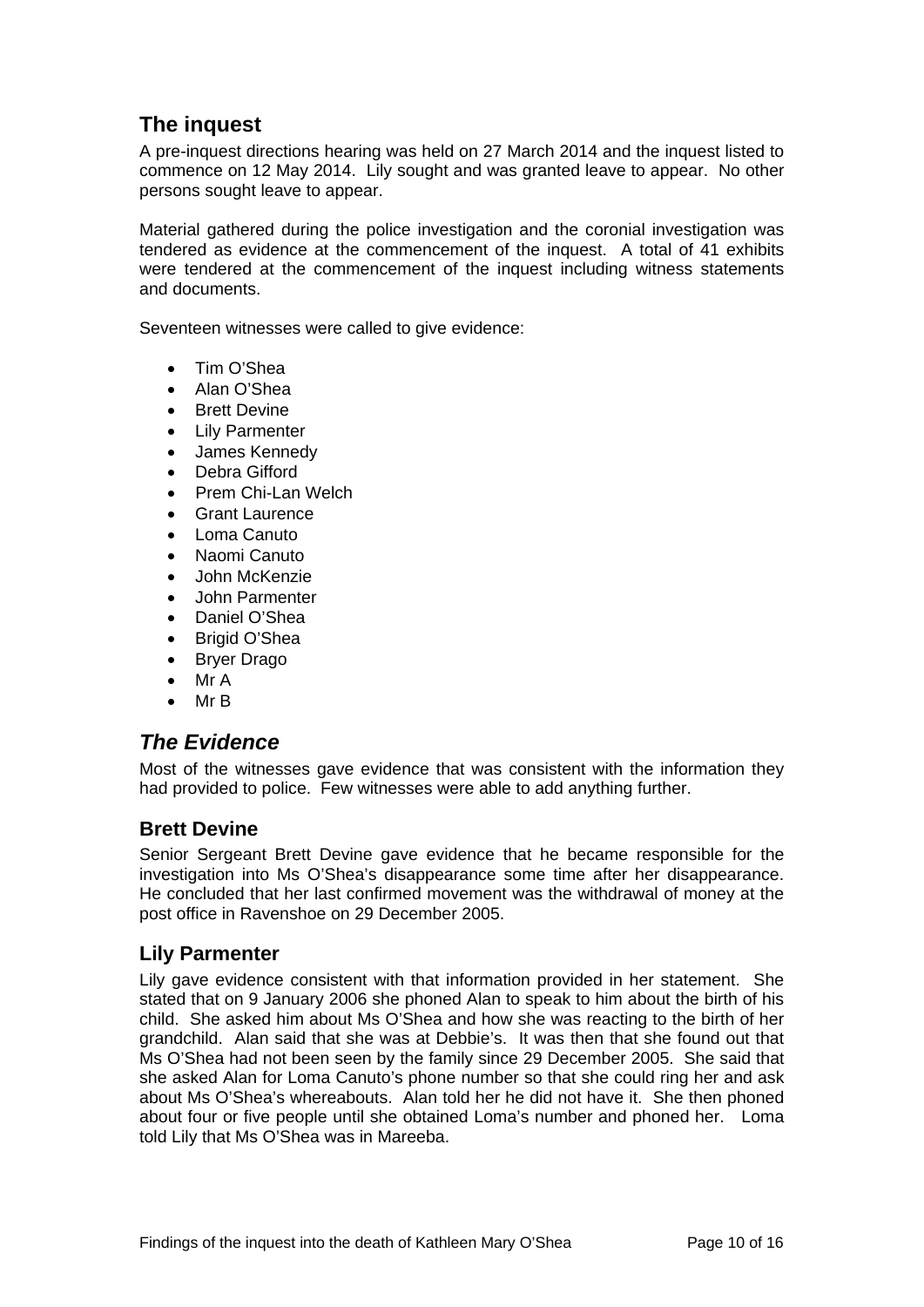## The inquest

A pre-inquest directions hearing was held on 27 March 2014 and the inquest listed to commence on 12 May 2014. Lily sought and was granted leave to appear. No other persons sought leave to appear.

Material gathered during the police investigation and the coronial investigation was tendered as evidence at the commencement of the inquest. A total of 41 exhibits were tendered at the commencement of the inquest including witness statements and documents.

Seventeen witnesses were called to give evidence:

- Tim O'Shea
- Alan O'Shea
- Brett Devine
- Lily Parmenter
- James Kennedy
- Debra Gifford
- Prem Chi-Lan Welch
- Grant Laurence
- Loma Canuto
- Naomi Canuto
- John McKenzie
- John Parmenter
- Daniel O'Shea
- Brigid O'Shea
- Bryer Drago
- Mr A
- Mr B

## *The Evidence*

Most of the witnesses gave evidence that was consistent with the information they had provided to police. Few witnesses were able to add anything further.

### Brett Devine

Senior Sergeant Brett Devine gave evidence that he became responsible for the investigation into Ms O'Shea's disappearance some time after her disappearance. He concluded that her last confirmed movement was the withdrawal of money at the post office in Ravenshoe on 29 December 2005.

### Lily Parmenter

Lily gave evidence consistent with that information provided in her statement. She stated that on 9 January 2006 she phoned Alan to speak to him about the birth of his child. She asked him about Ms O'Shea and how she was reacting to the birth of her grandchild. Alan said that she was at Debbie's. It was then that she found out that Ms O'Shea had not been seen by the family since 29 December 2005. She said that she asked Alan for Loma Canuto's phone number so that she could ring her and ask about Ms O'Shea's whereabouts. Alan told her he did not have it. She then phoned about four or five people until she obtained Loma's number and phoned her. Loma told Lily that Ms O'Shea was in Mareeba.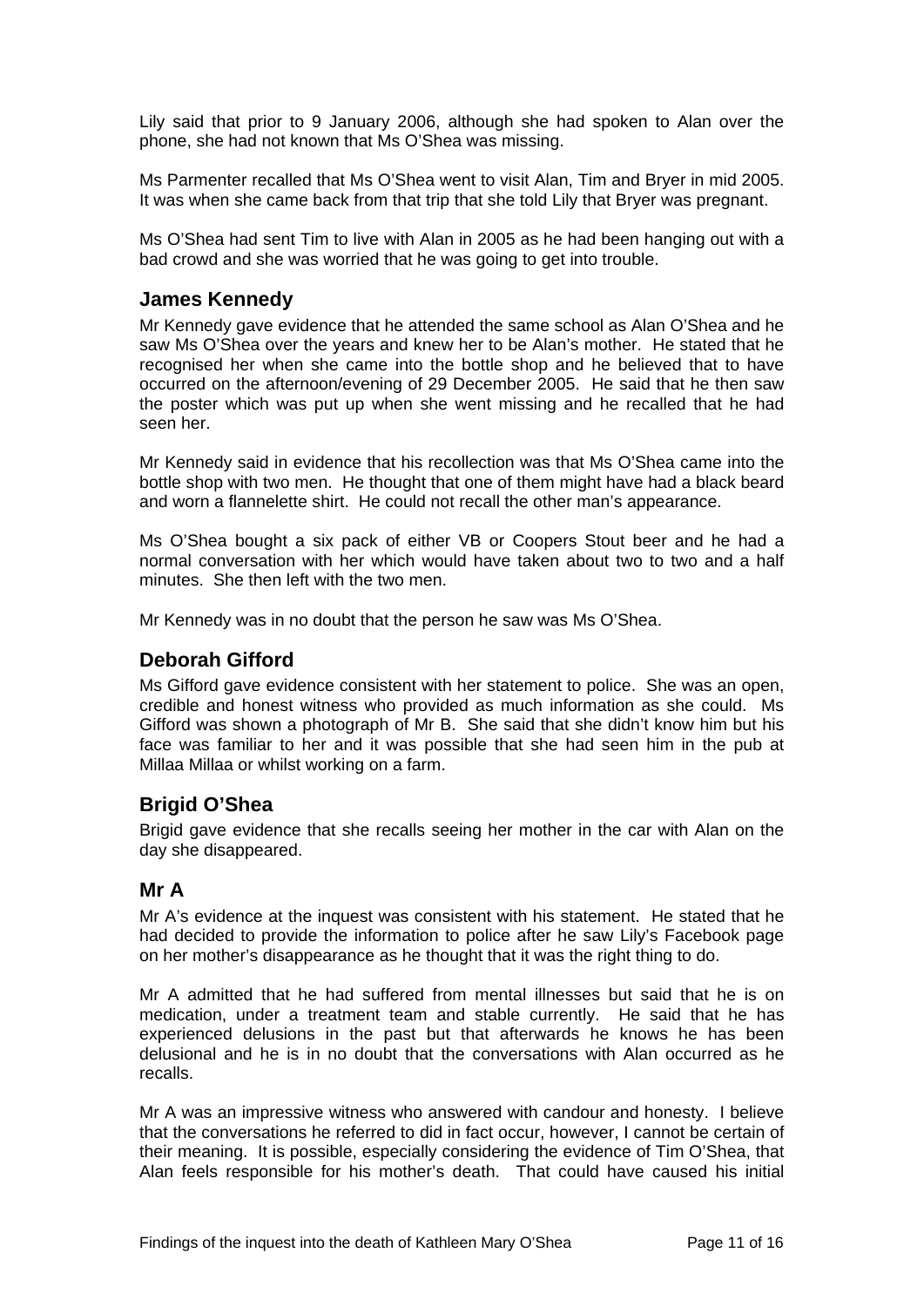Lily said that prior to 9 January 2006, although she had spoken to Alan over the phone, she had not known that Ms O'Shea was missing.

Ms Parmenter recalled that Ms O'Shea went to visit Alan, Tim and Bryer in mid 2005. It was when she came back from that trip that she told Lily that Bryer was pregnant.

Ms O'Shea had sent Tim to live with Alan in 2005 as he had been hanging out with a bad crowd and she was worried that he was going to get into trouble.

## James Kennedy

Mr Kennedy gave evidence that he attended the same school as Alan O'Shea and he saw Ms O'Shea over the years and knew her to be Alan's mother. He stated that he recognised her when she came into the bottle shop and he believed that to have occurred on the afternoon/evening of 29 December 2005. He said that he then saw the poster which was put up when she went missing and he recalled that he had seen her.

Mr Kennedy said in evidence that his recollection was that Ms O'Shea came into the bottle shop with two men. He thought that one of them might have had a black beard and worn a flannelette shirt. He could not recall the other man's appearance.

Ms O'Shea bought a six pack of either VB or Coopers Stout beer and he had a normal conversation with her which would have taken about two to two and a half minutes. She then left with the two men.

Mr Kennedy was in no doubt that the person he saw was Ms O'Shea.

## Deborah Gifford

Ms Gifford gave evidence consistent with her statement to police. She was an open, credible and honest witness who provided as much information as she could. Ms Gifford was shown a photograph of Mr B. She said that she didn't know him but his face was familiar to her and it was possible that she had seen him in the pub at Millaa Millaa or whilst working on a farm.

## Brigid O'Shea

Brigid gave evidence that she recalls seeing her mother in the car with Alan on the day she disappeared.

## Mr A

Mr A's evidence at the inquest was consistent with his statement. He stated that he had decided to provide the information to police after he saw Lily's Facebook page on her mother's disappearance as he thought that it was the right thing to do.

Mr A admitted that he had suffered from mental illnesses but said that he is on medication, under a treatment team and stable currently. He said that he has experienced delusions in the past but that afterwards he knows he has been delusional and he is in no doubt that the conversations with Alan occurred as he recalls.

Mr A was an impressive witness who answered with candour and honesty. I believe that the conversations he referred to did in fact occur, however, I cannot be certain of their meaning. It is possible, especially considering the evidence of Tim O'Shea, that Alan feels responsible for his mother's death. That could have caused his initial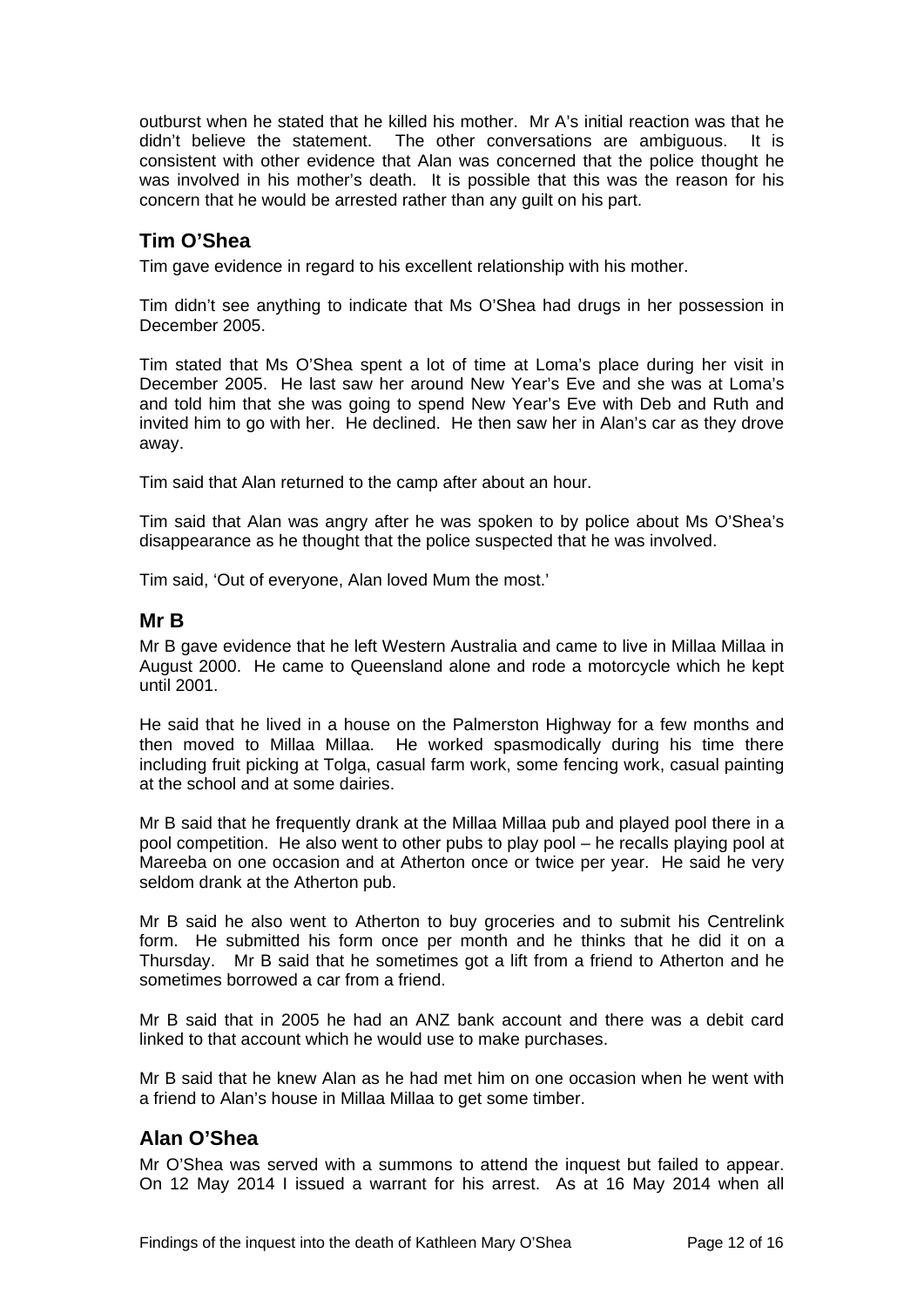outburst when he stated that he killed his mother. Mr A's initial reaction was that he didn't believe the statement. The other conversations are ambiguous. It is consistent with other evidence that Alan was concerned that the police thought he was involved in his mother's death. It is possible that this was the reason for his concern that he would be arrested rather than any guilt on his part.

## Tim O'Shea

Tim gave evidence in regard to his excellent relationship with his mother.

Tim didn't see anything to indicate that Ms O'Shea had drugs in her possession in December 2005.

Tim stated that Ms O'Shea spent a lot of time at Loma's place during her visit in December 2005. He last saw her around New Year's Eve and she was at Loma's and told him that she was going to spend New Year's Eve with Deb and Ruth and invited him to go with her. He declined. He then saw her in Alan's car as they drove away.

Tim said that Alan returned to the camp after about an hour.

Tim said that Alan was angry after he was spoken to by police about Ms O'Shea's disappearance as he thought that the police suspected that he was involved.

Tim said, 'Out of everyone, Alan loved Mum the most.'

## Mr B

Mr B gave evidence that he left Western Australia and came to live in Millaa Millaa in August 2000. He came to Queensland alone and rode a motorcycle which he kept until 2001.

He said that he lived in a house on the Palmerston Highway for a few months and then moved to Millaa Millaa. He worked spasmodically during his time there including fruit picking at Tolga, casual farm work, some fencing work, casual painting at the school and at some dairies.

Mr B said that he frequently drank at the Millaa Millaa pub and played pool there in a pool competition. He also went to other pubs to play pool – he recalls playing pool at Mareeba on one occasion and at Atherton once or twice per year. He said he very seldom drank at the Atherton pub.

Mr B said he also went to Atherton to buy groceries and to submit his Centrelink form. He submitted his form once per month and he thinks that he did it on a Thursday. Mr B said that he sometimes got a lift from a friend to Atherton and he sometimes borrowed a car from a friend.

Mr B said that in 2005 he had an ANZ bank account and there was a debit card linked to that account which he would use to make purchases.

Mr B said that he knew Alan as he had met him on one occasion when he went with a friend to Alan's house in Millaa Millaa to get some timber.

## Alan O'Shea

Mr O'Shea was served with a summons to attend the inquest but failed to appear. On 12 May 2014 I issued a warrant for his arrest. As at 16 May 2014 when all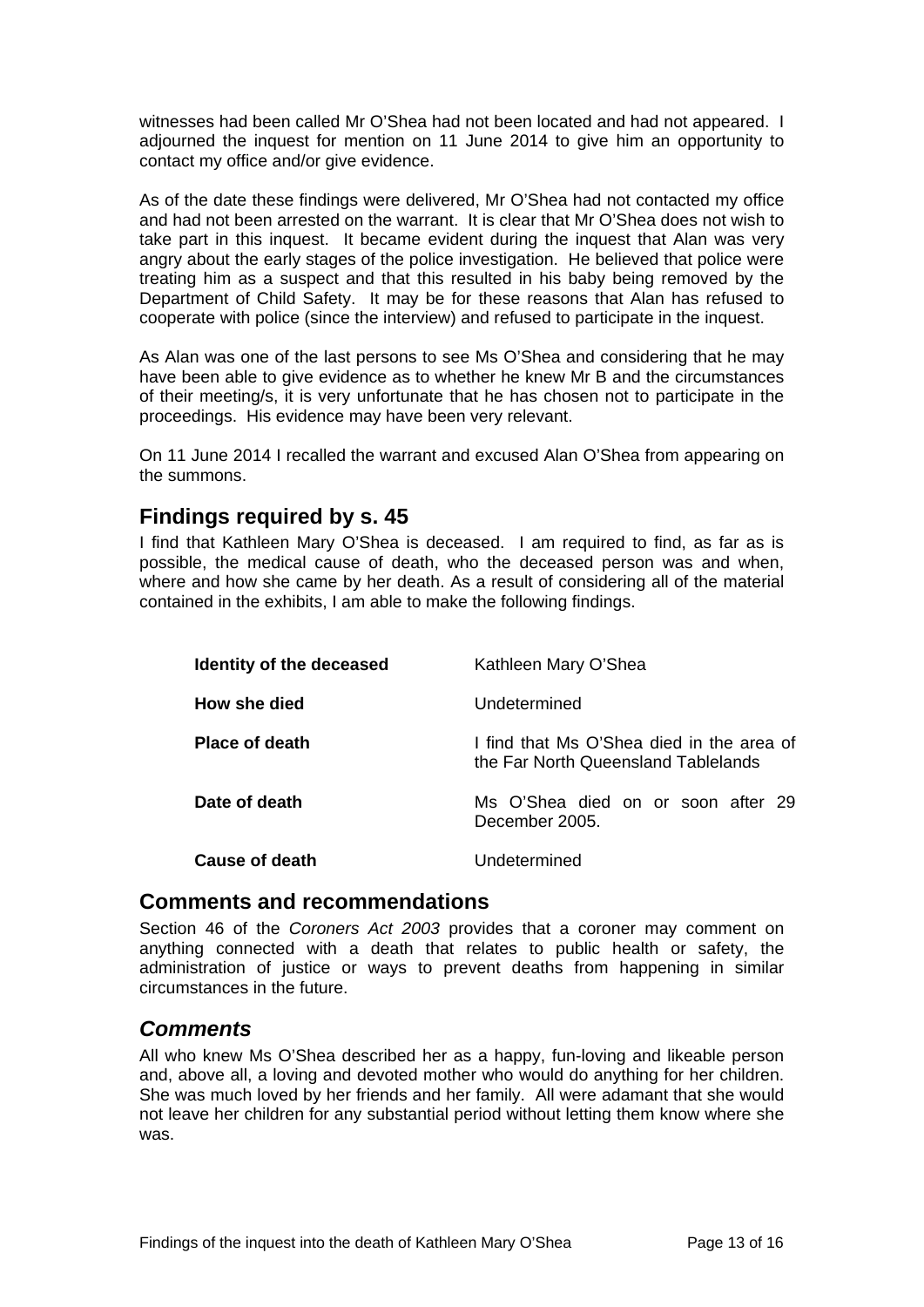witnesses had been called Mr O'Shea had not been located and had not appeared. I adjourned the inquest for mention on 11 June 2014 to give him an opportunity to contact my office and/or give evidence.

As of the date these findings were delivered, Mr O'Shea had not contacted my office and had not been arrested on the warrant. It is clear that Mr O'Shea does not wish to take part in this inquest. It became evident during the inquest that Alan was very angry about the early stages of the police investigation. He believed that police were treating him as a suspect and that this resulted in his baby being removed by the Department of Child Safety. It may be for these reasons that Alan has refused to cooperate with police (since the interview) and refused to participate in the inquest.

As Alan was one of the last persons to see Ms O'Shea and considering that he may have been able to give evidence as to whether he knew Mr B and the circumstances of their meeting/s, it is very unfortunate that he has chosen not to participate in the proceedings. His evidence may have been very relevant.

On 11 June 2014 I recalled the warrant and excused Alan O'Shea from appearing on the summons.

## Findings required by s. 45

I find that Kathleen Mary O'Shea is deceased. I am required to find, as far as is possible, the medical cause of death, who the deceased person was and when, where and how she came by her death. As a result of considering all of the material contained in the exhibits, I am able to make the following findings.

| | |
|---|---|
| **Identity of the deceased** | Kathleen Mary O'Shea |
| **How she died** | Undetermined |
| **Place of death** | I find that Ms O'Shea died in the area of the Far North Queensland Tablelands |
| **Date of death** | Ms O'Shea died on or soon after 29 December 2005. |
| **Cause of death** | Undetermined |

## Comments and recommendations

Section 46 of the *Coroners Act 2003* provides that a coroner may comment on anything connected with a death that relates to public health or safety, the administration of justice or ways to prevent deaths from happening in similar circumstances in the future.

### *Comments*

All who knew Ms O'Shea described her as a happy, fun-loving and likeable person and, above all, a loving and devoted mother who would do anything for her children. She was much loved by her friends and her family. All were adamant that she would not leave her children for any substantial period without letting them know where she was.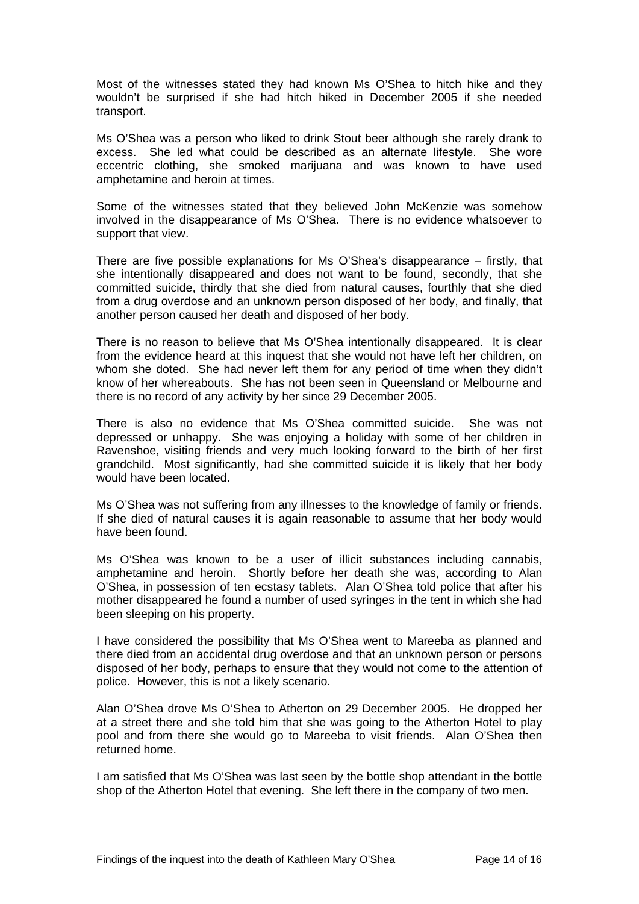Most of the witnesses stated they had known Ms O'Shea to hitch hike and they wouldn't be surprised if she had hitch hiked in December 2005 if she needed transport.

Ms O'Shea was a person who liked to drink Stout beer although she rarely drank to excess. She led what could be described as an alternate lifestyle. She wore eccentric clothing, she smoked marijuana and was known to have used amphetamine and heroin at times.

Some of the witnesses stated that they believed John McKenzie was somehow involved in the disappearance of Ms O'Shea. There is no evidence whatsoever to support that view.

There are five possible explanations for Ms O'Shea's disappearance – firstly, that she intentionally disappeared and does not want to be found, secondly, that she committed suicide, thirdly that she died from natural causes, fourthly that she died from a drug overdose and an unknown person disposed of her body, and finally, that another person caused her death and disposed of her body.

There is no reason to believe that Ms O'Shea intentionally disappeared. It is clear from the evidence heard at this inquest that she would not have left her children, on whom she doted. She had never left them for any period of time when they didn't know of her whereabouts. She has not been seen in Queensland or Melbourne and there is no record of any activity by her since 29 December 2005.

There is also no evidence that Ms O'Shea committed suicide. She was not depressed or unhappy. She was enjoying a holiday with some of her children in Ravenshoe, visiting friends and very much looking forward to the birth of her first grandchild. Most significantly, had she committed suicide it is likely that her body would have been located.

Ms O'Shea was not suffering from any illnesses to the knowledge of family or friends. If she died of natural causes it is again reasonable to assume that her body would have been found.

Ms O'Shea was known to be a user of illicit substances including cannabis, amphetamine and heroin. Shortly before her death she was, according to Alan O'Shea, in possession of ten ecstasy tablets. Alan O'Shea told police that after his mother disappeared he found a number of used syringes in the tent in which she had been sleeping on his property.

I have considered the possibility that Ms O'Shea went to Mareeba as planned and there died from an accidental drug overdose and that an unknown person or persons disposed of her body, perhaps to ensure that they would not come to the attention of police. However, this is not a likely scenario.

Alan O'Shea drove Ms O'Shea to Atherton on 29 December 2005. He dropped her at a street there and she told him that she was going to the Atherton Hotel to play pool and from there she would go to Mareeba to visit friends. Alan O'Shea then returned home.

I am satisfied that Ms O'Shea was last seen by the bottle shop attendant in the bottle shop of the Atherton Hotel that evening. She left there in the company of two men.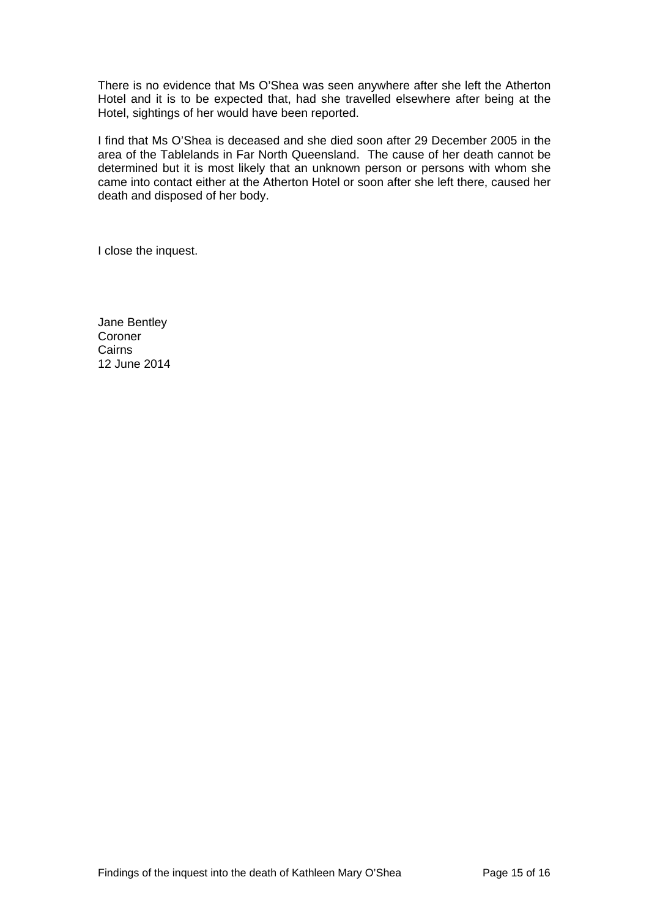There is no evidence that Ms O'Shea was seen anywhere after she left the Atherton Hotel and it is to be expected that, had she travelled elsewhere after being at the Hotel, sightings of her would have been reported.

I find that Ms O'Shea is deceased and she died soon after 29 December 2005 in the area of the Tablelands in Far North Queensland. The cause of her death cannot be determined but it is most likely that an unknown person or persons with whom she came into contact either at the Atherton Hotel or soon after she left there, caused her death and disposed of her body.

I close the inquest.

Jane Bentley
Coroner
Cairns
12 June 2014